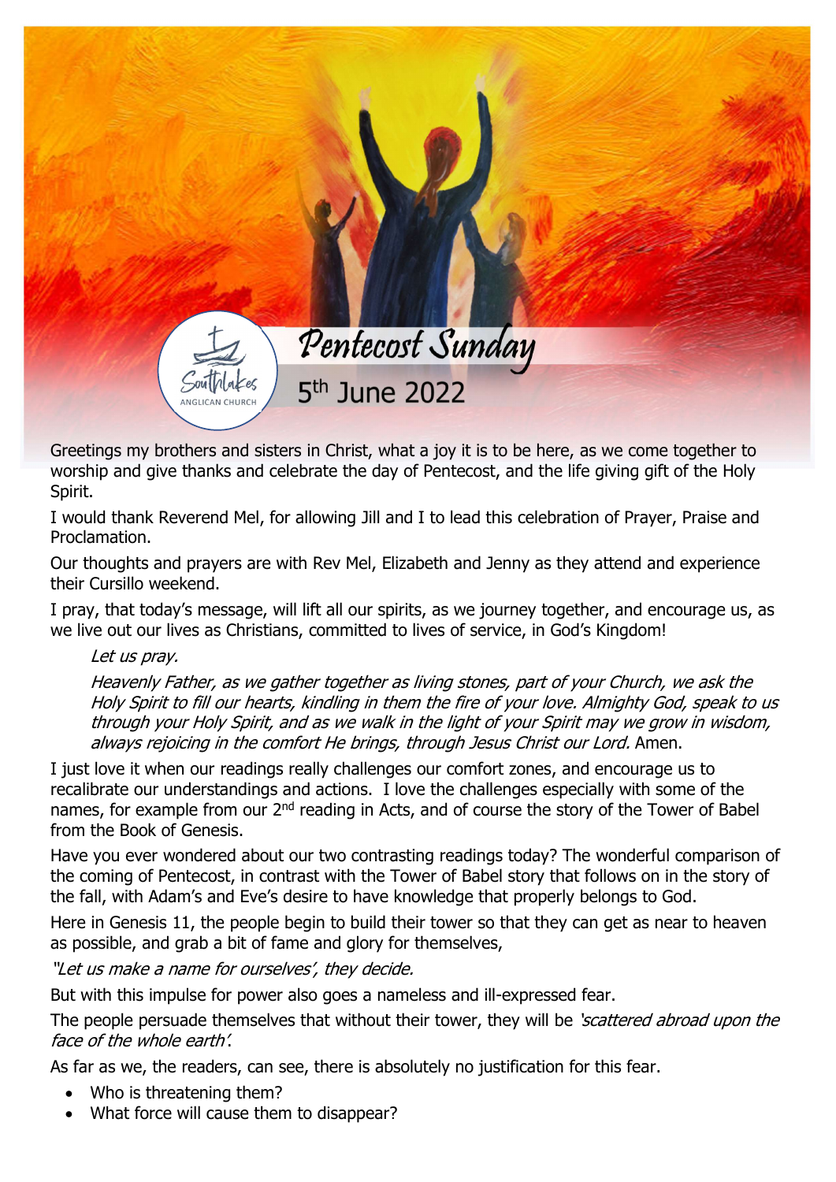# Pentecost Sunday

## 5th June 2022

Greetings my brothers and sisters in Christ, what a joy it is to be here, as we come together to worship and give thanks and celebrate the day of Pentecost, and the life giving gift of the Holy Spirit.

I would thank Reverend Mel, for allowing Jill and I to lead this celebration of Prayer, Praise and Proclamation.

Our thoughts and prayers are with Rev Mel, Elizabeth and Jenny as they attend and experience their Cursillo weekend.

I pray, that today's message, will lift all our spirits, as we journey together, and encourage us, as we live out our lives as Christians, committed to lives of service, in God's Kingdom!

> *Let us pray.*
>
> *Heavenly Father, as we gather together as living stones, part of your Church, we ask the Holy Spirit to fill our hearts, kindling in them the fire of your love. Almighty God, speak to us through your Holy Spirit, and as we walk in the light of your Spirit may we grow in wisdom, always rejoicing in the comfort He brings, through Jesus Christ our Lord.* Amen.

I just love it when our readings really challenges our comfort zones, and encourage us to recalibrate our understandings and actions. I love the challenges especially with some of the names, for example from our 2nd reading in Acts, and of course the story of the Tower of Babel from the Book of Genesis.

Have you ever wondered about our two contrasting readings today? The wonderful comparison of the coming of Pentecost, in contrast with the Tower of Babel story that follows on in the story of the fall, with Adam's and Eve's desire to have knowledge that properly belongs to God.

Here in Genesis 11, the people begin to build their tower so that they can get as near to heaven as possible, and grab a bit of fame and glory for themselves,

*"Let us make a name for ourselves', they decide.*

But with this impulse for power also goes a nameless and ill-expressed fear.

The people persuade themselves that without their tower, they will be *'scattered abroad upon the face of the whole earth'.*

As far as we, the readers, can see, there is absolutely no justification for this fear.

- Who is threatening them?
- What force will cause them to disappear?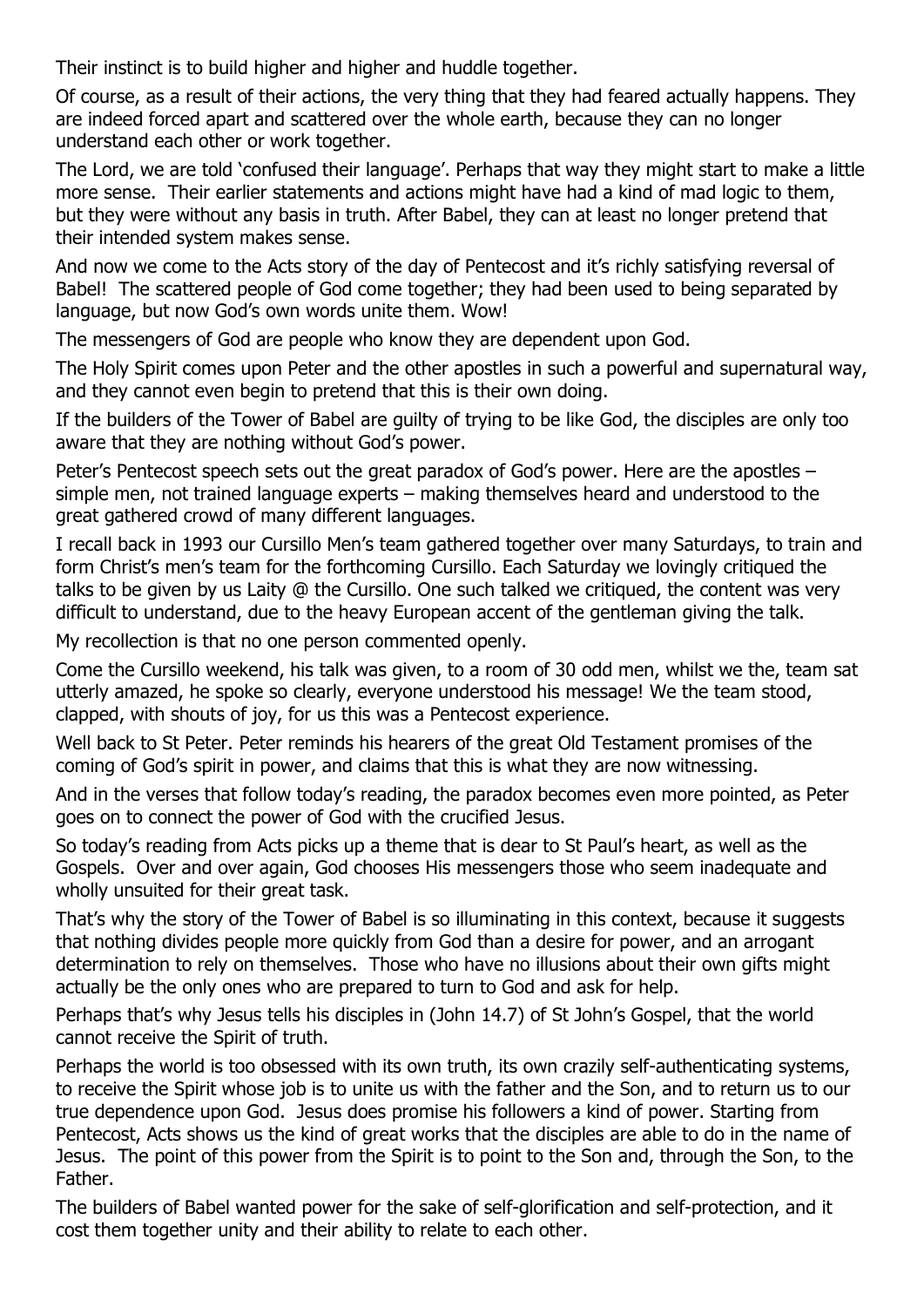Their instinct is to build higher and higher and huddle together.

Of course, as a result of their actions, the very thing that they had feared actually happens. They are indeed forced apart and scattered over the whole earth, because they can no longer understand each other or work together.

The Lord, we are told 'confused their language'. Perhaps that way they might start to make a little more sense. Their earlier statements and actions might have had a kind of mad logic to them, but they were without any basis in truth. After Babel, they can at least no longer pretend that their intended system makes sense.

And now we come to the Acts story of the day of Pentecost and it's richly satisfying reversal of Babel! The scattered people of God come together; they had been used to being separated by language, but now God's own words unite them. Wow!

The messengers of God are people who know they are dependent upon God.

The Holy Spirit comes upon Peter and the other apostles in such a powerful and supernatural way, and they cannot even begin to pretend that this is their own doing.

If the builders of the Tower of Babel are guilty of trying to be like God, the disciples are only too aware that they are nothing without God's power.

Peter's Pentecost speech sets out the great paradox of God's power. Here are the apostles – simple men, not trained language experts – making themselves heard and understood to the great gathered crowd of many different languages.

I recall back in 1993 our Cursillo Men's team gathered together over many Saturdays, to train and form Christ's men's team for the forthcoming Cursillo. Each Saturday we lovingly critiqued the talks to be given by us Laity @ the Cursillo. One such talked we critiqued, the content was very difficult to understand, due to the heavy European accent of the gentleman giving the talk.

My recollection is that no one person commented openly.

Come the Cursillo weekend, his talk was given, to a room of 30 odd men, whilst we the, team sat utterly amazed, he spoke so clearly, everyone understood his message! We the team stood, clapped, with shouts of joy, for us this was a Pentecost experience.

Well back to St Peter. Peter reminds his hearers of the great Old Testament promises of the coming of God's spirit in power, and claims that this is what they are now witnessing.

And in the verses that follow today's reading, the paradox becomes even more pointed, as Peter goes on to connect the power of God with the crucified Jesus.

So today's reading from Acts picks up a theme that is dear to St Paul's heart, as well as the Gospels. Over and over again, God chooses His messengers those who seem inadequate and wholly unsuited for their great task.

That's why the story of the Tower of Babel is so illuminating in this context, because it suggests that nothing divides people more quickly from God than a desire for power, and an arrogant determination to rely on themselves. Those who have no illusions about their own gifts might actually be the only ones who are prepared to turn to God and ask for help.

Perhaps that's why Jesus tells his disciples in (John 14.7) of St John's Gospel, that the world cannot receive the Spirit of truth.

Perhaps the world is too obsessed with its own truth, its own crazily self-authenticating systems, to receive the Spirit whose job is to unite us with the father and the Son, and to return us to our true dependence upon God. Jesus does promise his followers a kind of power. Starting from Pentecost, Acts shows us the kind of great works that the disciples are able to do in the name of Jesus. The point of this power from the Spirit is to point to the Son and, through the Son, to the Father.

The builders of Babel wanted power for the sake of self-glorification and self-protection, and it cost them together unity and their ability to relate to each other.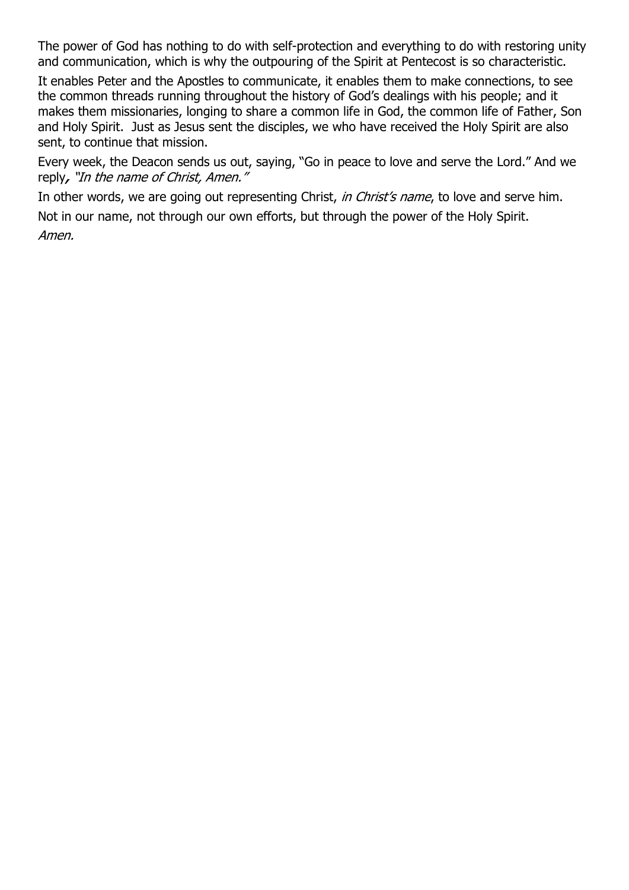The power of God has nothing to do with self-protection and everything to do with restoring unity and communication, which is why the outpouring of the Spirit at Pentecost is so characteristic.

It enables Peter and the Apostles to communicate, it enables them to make connections, to see the common threads running throughout the history of God's dealings with his people; and it makes them missionaries, longing to share a common life in God, the common life of Father, Son and Holy Spirit.  Just as Jesus sent the disciples, we who have received the Holy Spirit are also sent, to continue that mission.

Every week, the Deacon sends us out, saying, "Go in peace to love and serve the Lord." And we reply*, "In the name of Christ, Amen."*

In other words, we are going out representing Christ, *in Christ's name*, to love and serve him.

Not in our name, not through our own efforts, but through the power of the Holy Spirit.

*Amen.*